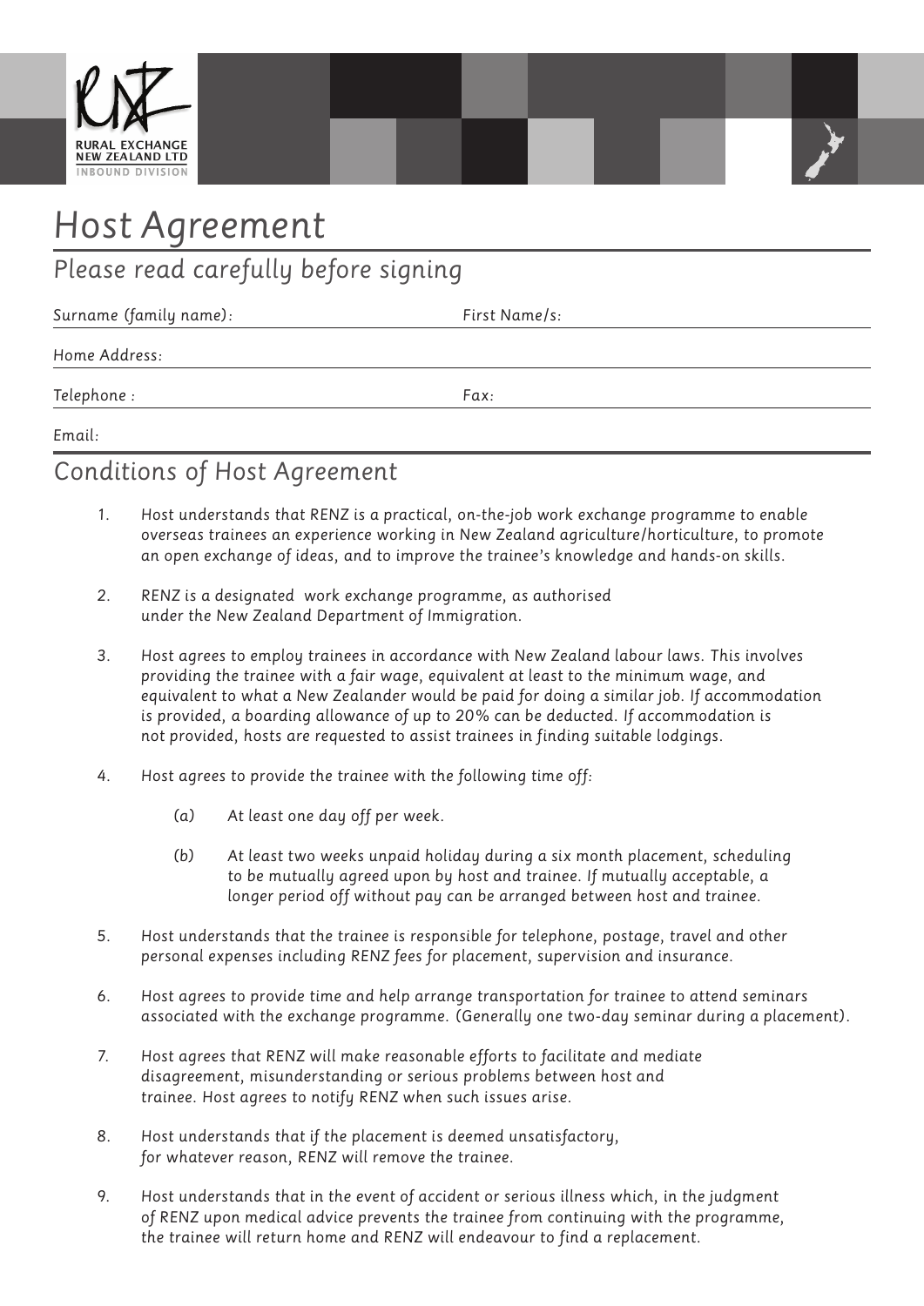RURAL EXCHANGE
NEW ZEALAND LTD
INBOUND DIVISION

# Host Agreement

## Please read carefully before signing

Surname (family name): First Name/s:

Home Address:

Telephone : Fax:

Email:

## Conditions of Host Agreement

1. Host understands that RENZ is a practical, on-the-job work exchange programme to enable overseas trainees an experience working in New Zealand agriculture/horticulture, to promote an open exchange of ideas, and to improve the trainee's knowledge and hands-on skills.

2. RENZ is a designated work exchange programme, as authorised under the New Zealand Department of Immigration.

3. Host agrees to employ trainees in accordance with New Zealand labour laws. This involves providing the trainee with a fair wage, equivalent at least to the minimum wage, and equivalent to what a New Zealander would be paid for doing a similar job. If accommodation is provided, a boarding allowance of up to 20% can be deducted. If accommodation is not provided, hosts are requested to assist trainees in finding suitable lodgings.

4. Host agrees to provide the trainee with the following time off:

   (a) At least one day off per week.

   (b) At least two weeks unpaid holiday during a six month placement, scheduling to be mutually agreed upon by host and trainee. If mutually acceptable, a longer period off without pay can be arranged between host and trainee.

5. Host understands that the trainee is responsible for telephone, postage, travel and other personal expenses including RENZ fees for placement, supervision and insurance.

6. Host agrees to provide time and help arrange transportation for trainee to attend seminars associated with the exchange programme. (Generally one two-day seminar during a placement).

7. Host agrees that RENZ will make reasonable efforts to facilitate and mediate disagreement, misunderstanding or serious problems between host and trainee. Host agrees to notify RENZ when such issues arise.

8. Host understands that if the placement is deemed unsatisfactory, for whatever reason, RENZ will remove the trainee.

9. Host understands that in the event of accident or serious illness which, in the judgment of RENZ upon medical advice prevents the trainee from continuing with the programme, the trainee will return home and RENZ will endeavour to find a replacement.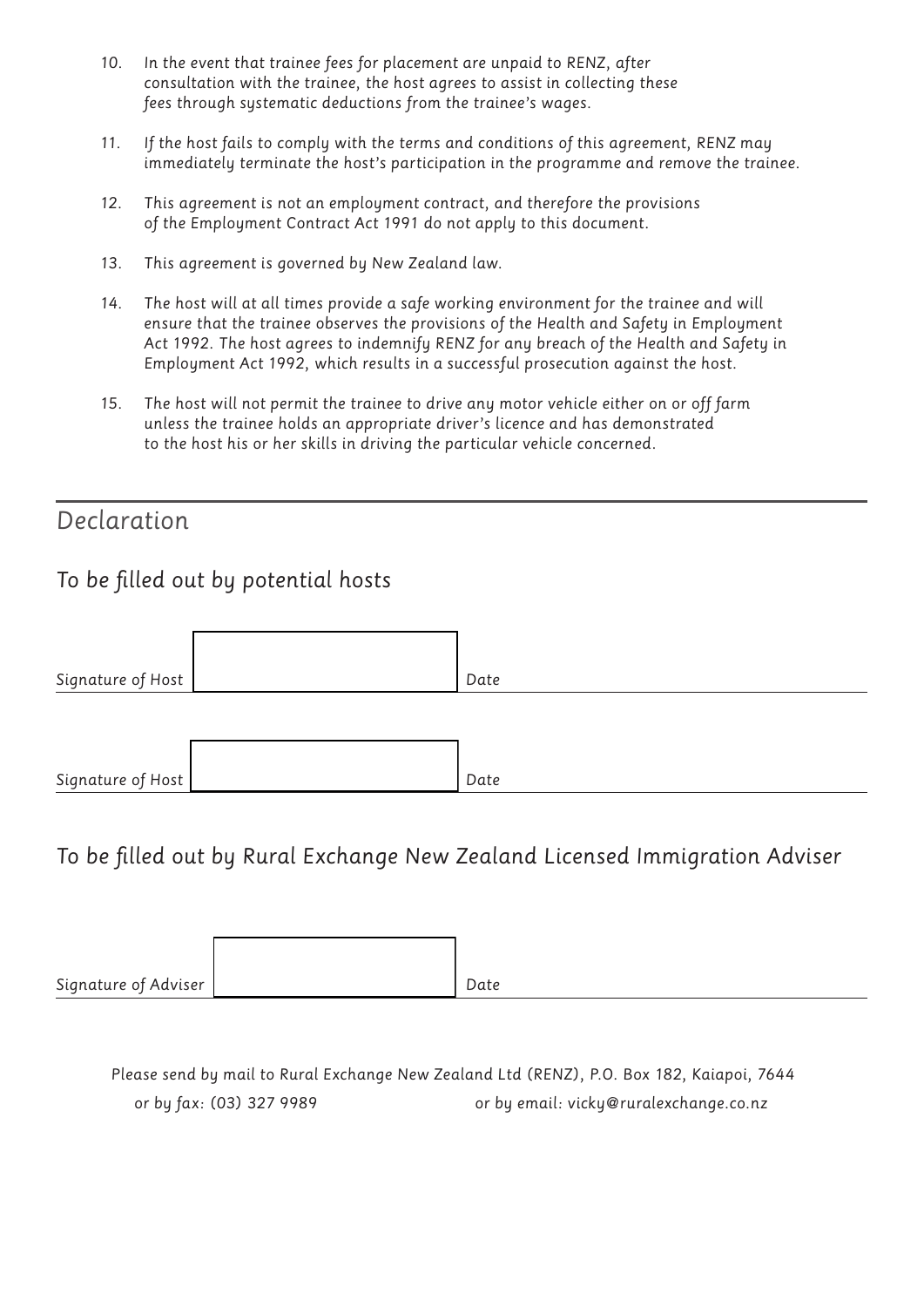10. *In the event that trainee fees for placement are unpaid to RENZ, after consultation with the trainee, the host agrees to assist in collecting these fees through systematic deductions from the trainee's wages.*

11. *If the host fails to comply with the terms and conditions of this agreement, RENZ may immediately terminate the host's participation in the programme and remove the trainee.*

12. *This agreement is not an employment contract, and therefore the provisions of the Employment Contract Act 1991 do not apply to this document.*

13. *This agreement is governed by New Zealand law.*

14. *The host will at all times provide a safe working environment for the trainee and will ensure that the trainee observes the provisions of the Health and Safety in Employment Act 1992. The host agrees to indemnify RENZ for any breach of the Health and Safety in Employment Act 1992, which results in a successful prosecution against the host.*

15. *The host will not permit the trainee to drive any motor vehicle either on or off farm unless the trainee holds an appropriate driver's licence and has demonstrated to the host his or her skills in driving the particular vehicle concerned.*

## Declaration

### To be filled out by potential hosts

Signature of Host ____________________ Date ____________________

Signature of Host ____________________ Date ____________________

### To be filled out by Rural Exchange New Zealand Licensed Immigration Adviser

Signature of Adviser ____________________ Date ____________________

Please send by mail to Rural Exchange New Zealand Ltd (RENZ), P.O. Box 182, Kaiapoi, 7644

or by fax: (03) 327 9989 or by email: vicky@ruralexchange.co.nz